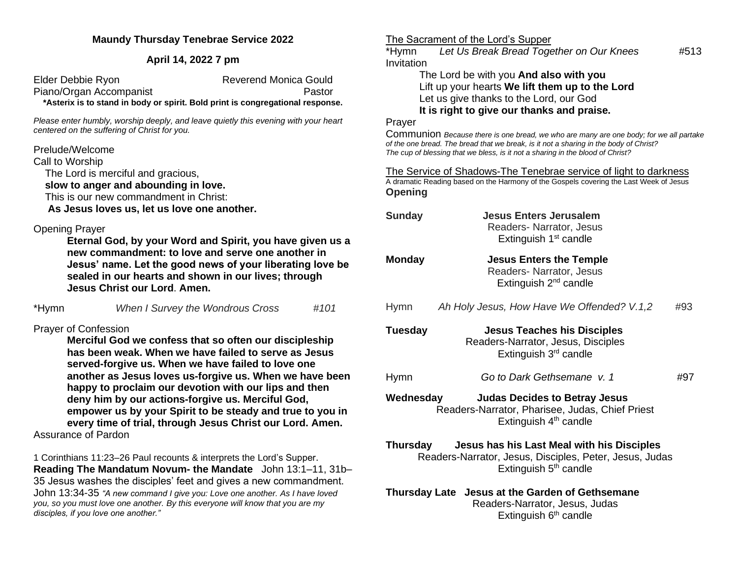**Maundy Thursday Tenebrae Service 2022**

**April 14, 2022 7 pm**

Elder Debbie Ryon — Reverend Monica Gould
Piano/Organ Accompanist — Pastor

**\*Asterix is to stand in body or spirit. Bold print is congregational response.**

*Please enter humbly, worship deeply, and leave quietly this evening with your heart centered on the suffering of Christ for you.*

Prelude/Welcome

Call to Worship

The Lord is merciful and gracious,
**slow to anger and abounding in love.**
This is our new commandment in Christ:
**As Jesus loves us, let us love one another.**

Opening Prayer

**Eternal God, by your Word and Spirit, you have given us a new commandment: to love and serve one another in Jesus' name. Let the good news of your liberating love be sealed in our hearts and shown in our lives; through Jesus Christ our Lord. Amen.**

*Hymn — *When I Survey the Wondrous Cross* — *#101*

Prayer of Confession

**Merciful God we confess that so often our discipleship has been weak. When we have failed to serve as Jesus served-forgive us. When we have failed to love one another as Jesus loves us-forgive us. When we have been happy to proclaim our devotion with our lips and then deny him by our actions-forgive us. Merciful God, empower us by your Spirit to be steady and true to you in every time of trial, through Jesus Christ our Lord. Amen.**

Assurance of Pardon

1 Corinthians 11:23–26 Paul recounts & interprets the Lord's Supper.

**Reading The Mandatum Novum- the Mandate** John 13:1–11, 31b–35 Jesus washes the disciples' feet and gives a new commandment.

John 13:34-35 *"A new command I give you: Love one another. As I have loved you, so you must love one another. By this everyone will know that you are my disciples, if you love one another."*

The Sacrament of the Lord's Supper

*Hymn — *Let Us Break Bread Together on Our Knees* — #513

Invitation

The Lord be with you **And also with you**
Lift up your hearts **We lift them up to the Lord**
Let us give thanks to the Lord, our God
**It is right to give our thanks and praise.**

Prayer

Communion *Because there is one bread, we who are many are one body; for we all partake of the one bread. The bread that we break, is it not a sharing in the body of Christ? The cup of blessing that we bless, is it not a sharing in the blood of Christ?*

The Service of Shadows-The Tenebrae service of light to darkness

A dramatic Reading based on the Harmony of the Gospels covering the Last Week of Jesus

**Opening**

**Sunday** — **Jesus Enters Jerusalem**
Readers- Narrator, Jesus
Extinguish 1st candle

**Monday** — **Jesus Enters the Temple**
Readers- Narrator, Jesus
Extinguish 2nd candle

Hymn — *Ah Holy Jesus, How Have We Offended? V.1,2* — #93

**Tuesday** — **Jesus Teaches his Disciples**
Readers-Narrator, Jesus, Disciples
Extinguish 3rd candle

Hymn — *Go to Dark Gethsemane v. 1* — #97

**Wednesday** — **Judas Decides to Betray Jesus**
Readers-Narrator, Pharisee, Judas, Chief Priest
Extinguish 4th candle

**Thursday** — **Jesus has his Last Meal with his Disciples**
Readers-Narrator, Jesus, Disciples, Peter, Jesus, Judas
Extinguish 5th candle

**Thursday Late** — **Jesus at the Garden of Gethsemane**
Readers-Narrator, Jesus, Judas
Extinguish 6th candle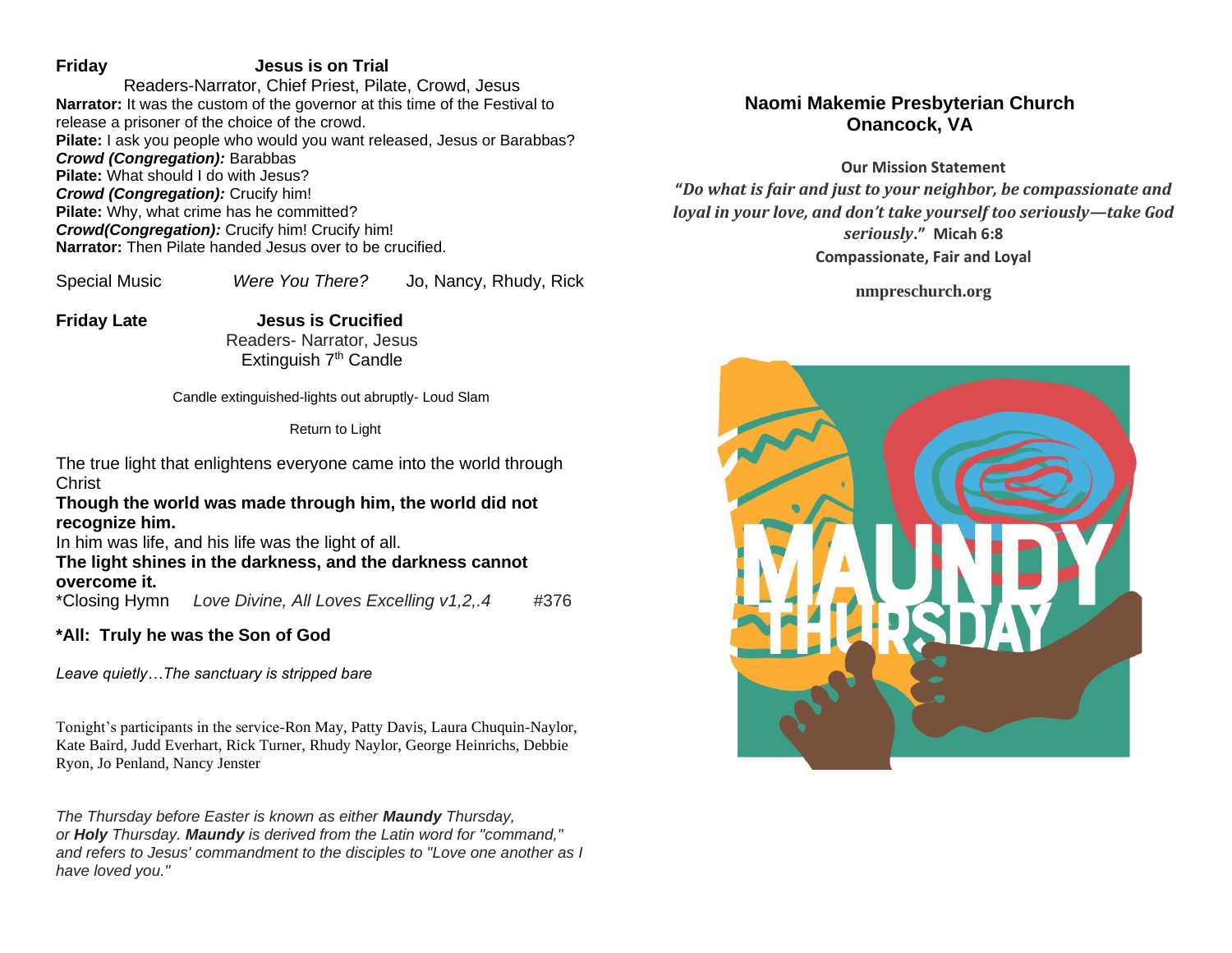**Friday** **Jesus is on Trial**

Readers-Narrator, Chief Priest, Pilate, Crowd, Jesus

**Narrator:** It was the custom of the governor at this time of the Festival to release a prisoner of the choice of the crowd.
**Pilate:** I ask you people who would you want released, Jesus or Barabbas?
***Crowd (Congregation):*** Barabbas
**Pilate:** What should I do with Jesus?
***Crowd (Congregation):*** Crucify him!
**Pilate:** Why, what crime has he committed?
***Crowd(Congregation):*** Crucify him! Crucify him!
**Narrator:** Then Pilate handed Jesus over to be crucified.

Special Music *Were You There?* Jo, Nancy, Rhudy, Rick

**Friday Late** **Jesus is Crucified**

Readers- Narrator, Jesus

Extinguish 7th Candle

Candle extinguished-lights out abruptly- Loud Slam

Return to Light

The true light that enlightens everyone came into the world through Christ
**Though the world was made through him, the world did not recognize him.**
In him was life, and his life was the light of all.
**The light shines in the darkness, and the darkness cannot overcome it.**

*Closing Hymn *Love Divine, All Loves Excelling v1,2,.4* #376

**\*All: Truly he was the Son of God**

*Leave quietly…The sanctuary is stripped bare*

Tonight's participants in the service-Ron May, Patty Davis, Laura Chuquin-Naylor, Kate Baird, Judd Everhart, Rick Turner, Rhudy Naylor, George Heinrichs, Debbie Ryon, Jo Penland, Nancy Jenster

*The Thursday before Easter is known as either **Maundy** Thursday, or **Holy** Thursday. **Maundy** is derived from the Latin word for "command," and refers to Jesus' commandment to the disciples to "Love one another as I have loved you."*

**Naomi Makemie Presbyterian Church**
**Onancock, VA**

**Our Mission Statement**

***"Do what is fair and just to your neighbor, be compassionate and loyal in your love, and don't take yourself too seriously—take God seriously."*** **Micah 6:8**

**Compassionate, Fair and Loyal**

**nmpreschurch.org**

MAUNDY THURSDAY